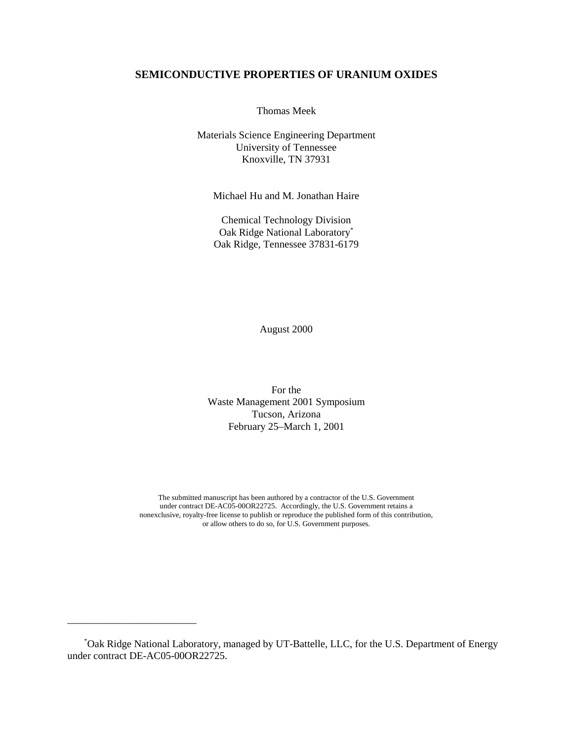# SEMICONDUCTIVE PROPERTIES OF URANIUM OXIDES

Thomas Meek

Materials Science Engineering Department
University of Tennessee
Knoxville, TN 37931

Michael Hu and M. Jonathan Haire

Chemical Technology Division
Oak Ridge National Laboratory*
Oak Ridge, Tennessee 37831-6179

August 2000

For the
Waste Management 2001 Symposium
Tucson, Arizona
February 25–March 1, 2001

The submitted manuscript has been authored by a contractor of the U.S. Government under contract DE-AC05-00OR22725. Accordingly, the U.S. Government retains a nonexclusive, royalty-free license to publish or reproduce the published form of this contribution, or allow others to do so, for U.S. Government purposes.

---

*Oak Ridge National Laboratory, managed by UT-Battelle, LLC, for the U.S. Department of Energy under contract DE-AC05-00OR22725.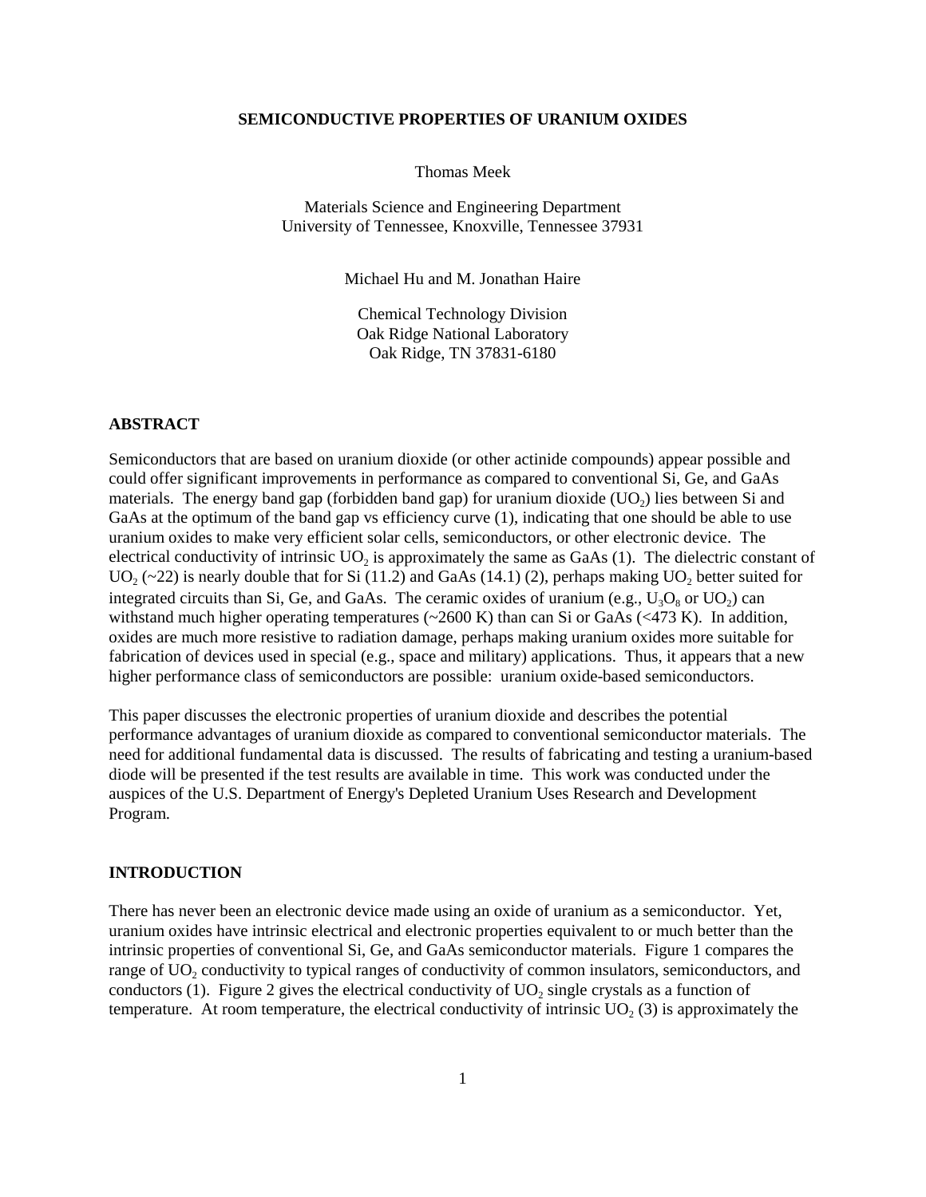**SEMICONDUCTIVE PROPERTIES OF URANIUM OXIDES**

Thomas Meek

Materials Science and Engineering Department
University of Tennessee, Knoxville, Tennessee 37931

Michael Hu and M. Jonathan Haire

Chemical Technology Division
Oak Ridge National Laboratory
Oak Ridge, TN 37831-6180

## ABSTRACT

Semiconductors that are based on uranium dioxide (or other actinide compounds) appear possible and could offer significant improvements in performance as compared to conventional Si, Ge, and GaAs materials. The energy band gap (forbidden band gap) for uranium dioxide ($UO_2$) lies between Si and GaAs at the optimum of the band gap vs efficiency curve (1), indicating that one should be able to use uranium oxides to make very efficient solar cells, semiconductors, or other electronic device. The electrical conductivity of intrinsic $UO_2$ is approximately the same as GaAs (1). The dielectric constant of $UO_2$ (~22) is nearly double that for Si (11.2) and GaAs (14.1) (2), perhaps making $UO_2$ better suited for integrated circuits than Si, Ge, and GaAs. The ceramic oxides of uranium (e.g., $U_3O_8$ or $UO_2$) can withstand much higher operating temperatures (~2600 K) than can Si or GaAs (<473 K). In addition, oxides are much more resistive to radiation damage, perhaps making uranium oxides more suitable for fabrication of devices used in special (e.g., space and military) applications. Thus, it appears that a new higher performance class of semiconductors are possible: uranium oxide-based semiconductors.

This paper discusses the electronic properties of uranium dioxide and describes the potential performance advantages of uranium dioxide as compared to conventional semiconductor materials. The need for additional fundamental data is discussed. The results of fabricating and testing a uranium-based diode will be presented if the test results are available in time. This work was conducted under the auspices of the U.S. Department of Energy's Depleted Uranium Uses Research and Development Program.

## INTRODUCTION

There has never been an electronic device made using an oxide of uranium as a semiconductor. Yet, uranium oxides have intrinsic electrical and electronic properties equivalent to or much better than the intrinsic properties of conventional Si, Ge, and GaAs semiconductor materials. Figure 1 compares the range of $UO_2$ conductivity to typical ranges of conductivity of common insulators, semiconductors, and conductors (1). Figure 2 gives the electrical conductivity of $UO_2$ single crystals as a function of temperature. At room temperature, the electrical conductivity of intrinsic $UO_2$ (3) is approximately the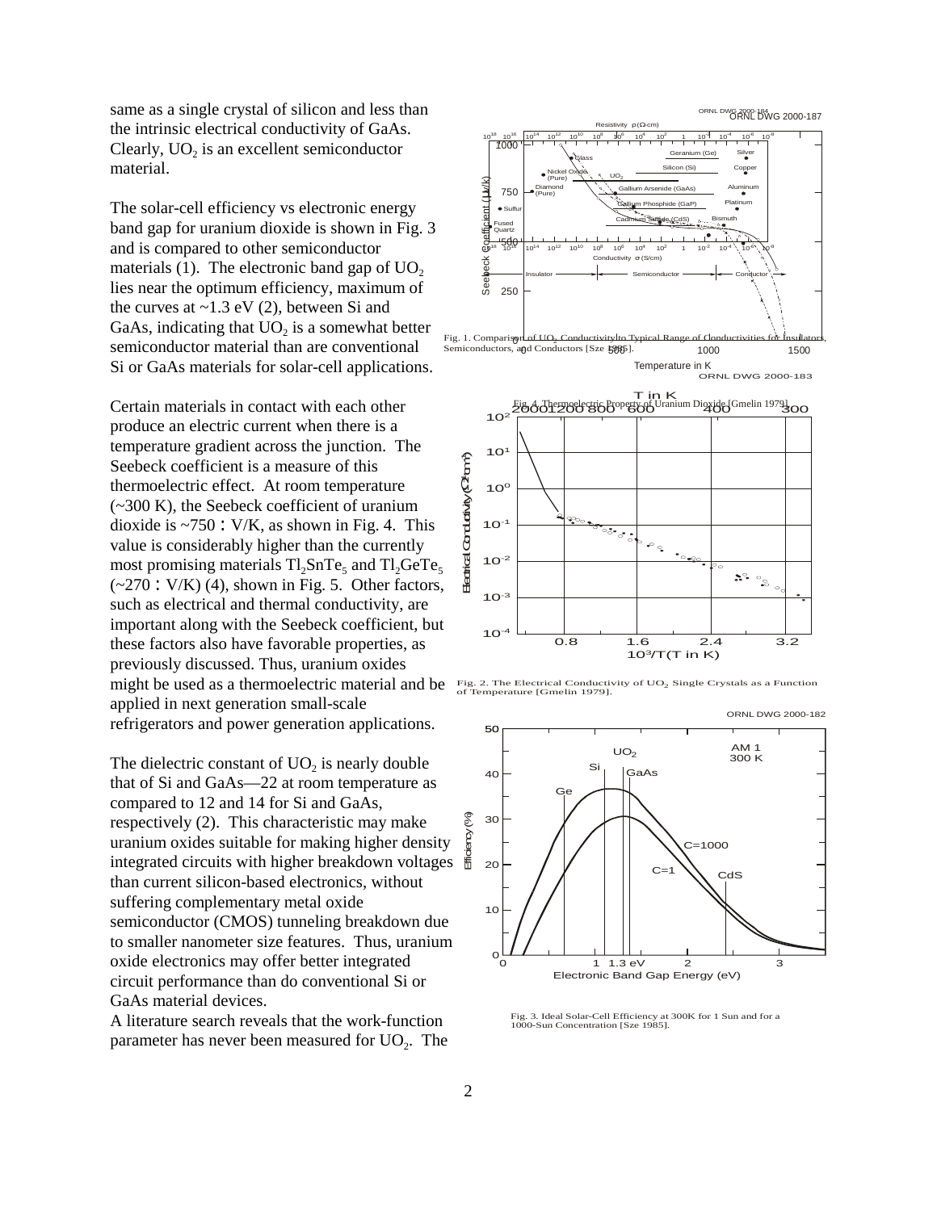same as a single crystal of silicon and less than the intrinsic electrical conductivity of GaAs. Clearly, $UO_2$ is an excellent semiconductor material.

The solar-cell efficiency vs electronic energy band gap for uranium dioxide is shown in Fig. 3 and is compared to other semiconductor materials (1). The electronic band gap of $UO_2$ lies near the optimum efficiency, maximum of the curves at ~1.3 eV (2), between Si and GaAs, indicating that $UO_2$ is a somewhat better semiconductor material than are conventional Si or GaAs materials for solar-cell applications.

Certain materials in contact with each other produce an electric current when there is a temperature gradient across the junction. The Seebeck coefficient is a measure of this thermoelectric effect. At room temperature (~300 K), the Seebeck coefficient of uranium dioxide is ~750 : V/K, as shown in Fig. 4. This value is considerably higher than the currently most promising materials $Tl_2SnTe_5$ and $Tl_2GeTe_5$ (~270 : V/K) (4), shown in Fig. 5. Other factors, such as electrical and thermal conductivity, are important along with the Seebeck coefficient, but these factors also have favorable properties, as previously discussed. Thus, uranium oxides might be used as a thermoelectric material and be applied in next generation small-scale refrigerators and power generation applications.

The dielectric constant of $UO_2$ is nearly double that of Si and GaAs—22 at room temperature as compared to 12 and 14 for Si and GaAs, respectively (2). This characteristic may make uranium oxides suitable for making higher density integrated circuits with higher breakdown voltages than current silicon-based electronics, without suffering complementary metal oxide semiconductor (CMOS) tunneling breakdown due to smaller nanometer size features. Thus, uranium oxide electronics may offer better integrated circuit performance than do conventional Si or GaAs material devices.

A literature search reveals that the work-function parameter has never been measured for $UO_2$. The

Fig. 1. Comparison of $UO_2$ Conductivity to Typical Range of Conductivities for Insulators, Semiconductors, and Conductors [Sze 1985].

Fig. 4. Thermoelectric Property of Uranium Dioxide [Gmelin 1979].

Fig. 2. The Electrical Conductivity of $UO_2$ Single Crystals as a Function of Temperature [Gmelin 1979].

Fig. 3. Ideal Solar-Cell Efficiency at 300K for 1 Sun and for a 1000-Sun Concentration [Sze 1985].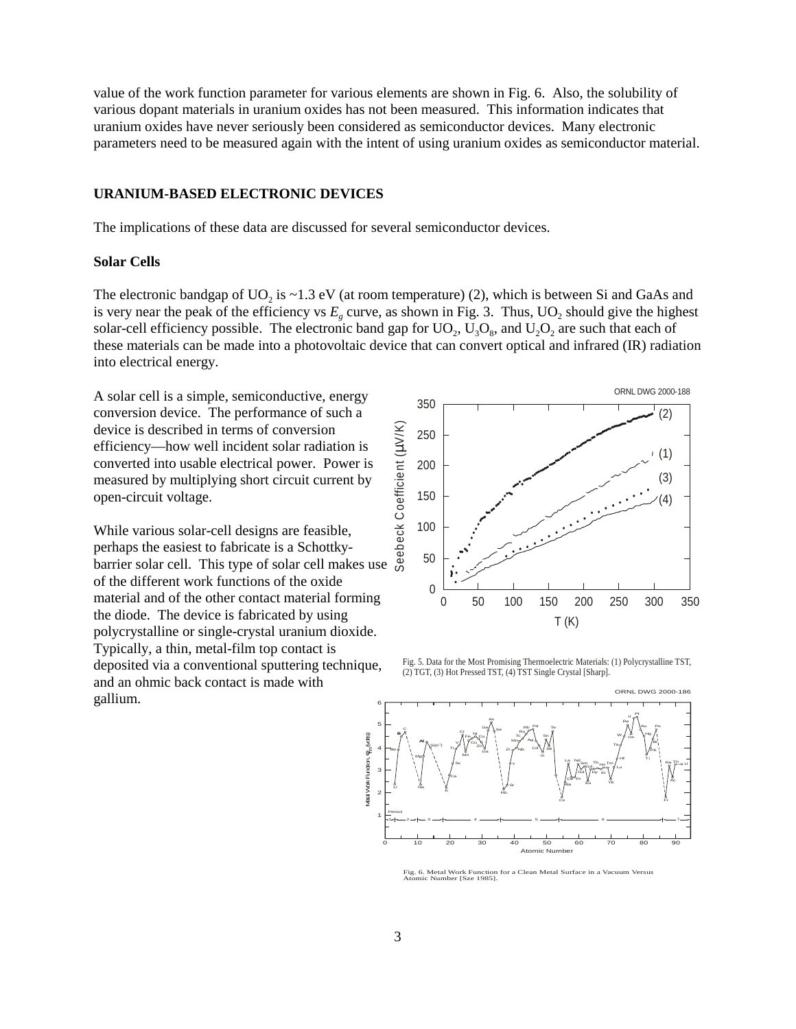value of the work function parameter for various elements are shown in Fig. 6. Also, the solubility of various dopant materials in uranium oxides has not been measured. This information indicates that uranium oxides have never seriously been considered as semiconductor devices. Many electronic parameters need to be measured again with the intent of using uranium oxides as semiconductor material.

## URANIUM-BASED ELECTRONIC DEVICES

The implications of these data are discussed for several semiconductor devices.

### Solar Cells

The electronic bandgap of $UO_2$ is ~1.3 eV (at room temperature) (2), which is between Si and GaAs and is very near the peak of the efficiency vs $E_g$ curve, as shown in Fig. 3. Thus, $UO_2$ should give the highest solar-cell efficiency possible. The electronic band gap for $UO_2$, $U_3O_8$, and $U_2O_2$ are such that each of these materials can be made into a photovoltaic device that can convert optical and infrared (IR) radiation into electrical energy.

A solar cell is a simple, semiconductive, energy conversion device. The performance of such a device is described in terms of conversion efficiency—how well incident solar radiation is converted into usable electrical power. Power is measured by multiplying short circuit current by open-circuit voltage.

While various solar-cell designs are feasible, perhaps the easiest to fabricate is a Schottky-barrier solar cell. This type of solar cell makes use of the different work functions of the oxide material and of the other contact material forming the diode. The device is fabricated by using polycrystalline or single-crystal uranium dioxide. Typically, a thin, metal-film top contact is deposited via a conventional sputtering technique, and an ohmic back contact is made with gallium.

Fig. 5. Data for the Most Promising Thermoelectric Materials: (1) Polycrystalline TST, (2) TGT, (3) Hot Pressed TST, (4) TST Single Crystal [Sharp].

Fig. 6. Metal Work Function for a Clean Metal Surface in a Vacuum Versus Atomic Number [Sze 1985].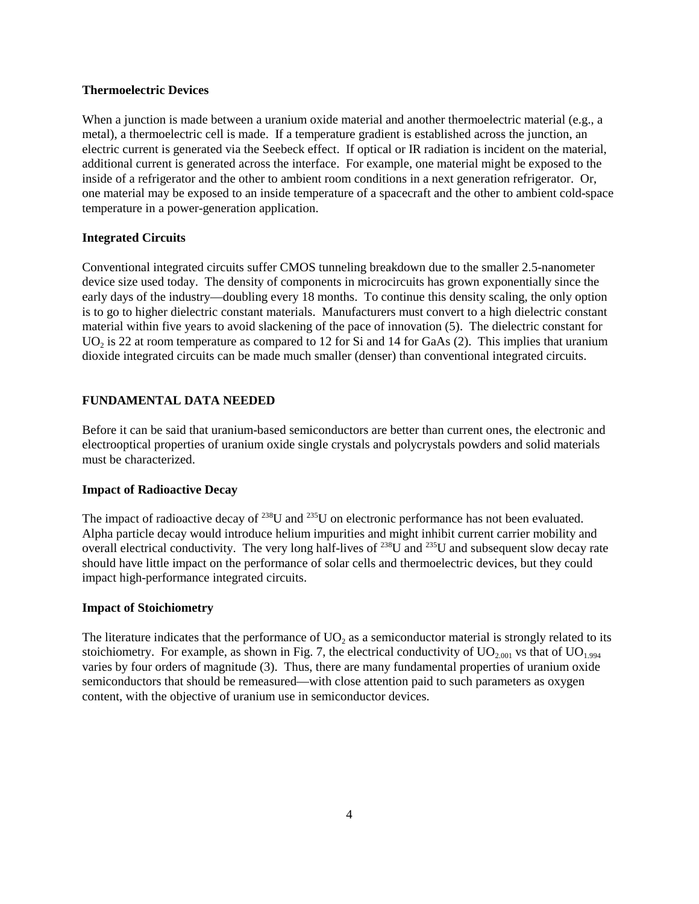### Thermoelectric Devices

When a junction is made between a uranium oxide material and another thermoelectric material (e.g., a metal), a thermoelectric cell is made. If a temperature gradient is established across the junction, an electric current is generated via the Seebeck effect. If optical or IR radiation is incident on the material, additional current is generated across the interface. For example, one material might be exposed to the inside of a refrigerator and the other to ambient room conditions in a next generation refrigerator. Or, one material may be exposed to an inside temperature of a spacecraft and the other to ambient cold-space temperature in a power-generation application.

### Integrated Circuits

Conventional integrated circuits suffer CMOS tunneling breakdown due to the smaller 2.5-nanometer device size used today. The density of components in microcircuits has grown exponentially since the early days of the industry—doubling every 18 months. To continue this density scaling, the only option is to go to higher dielectric constant materials. Manufacturers must convert to a high dielectric constant material within five years to avoid slackening of the pace of innovation (5). The dielectric constant for $UO_2$ is 22 at room temperature as compared to 12 for Si and 14 for GaAs (2). This implies that uranium dioxide integrated circuits can be made much smaller (denser) than conventional integrated circuits.

## FUNDAMENTAL DATA NEEDED

Before it can be said that uranium-based semiconductors are better than current ones, the electronic and electrooptical properties of uranium oxide single crystals and polycrystals powders and solid materials must be characterized.

### Impact of Radioactive Decay

The impact of radioactive decay of $^{238}U$ and $^{235}U$ on electronic performance has not been evaluated. Alpha particle decay would introduce helium impurities and might inhibit current carrier mobility and overall electrical conductivity. The very long half-lives of $^{238}U$ and $^{235}U$ and subsequent slow decay rate should have little impact on the performance of solar cells and thermoelectric devices, but they could impact high-performance integrated circuits.

### Impact of Stoichiometry

The literature indicates that the performance of $UO_2$ as a semiconductor material is strongly related to its stoichiometry. For example, as shown in Fig. 7, the electrical conductivity of $UO_{2.001}$ vs that of $UO_{1.994}$ varies by four orders of magnitude (3). Thus, there are many fundamental properties of uranium oxide semiconductors that should be remeasured—with close attention paid to such parameters as oxygen content, with the objective of uranium use in semiconductor devices.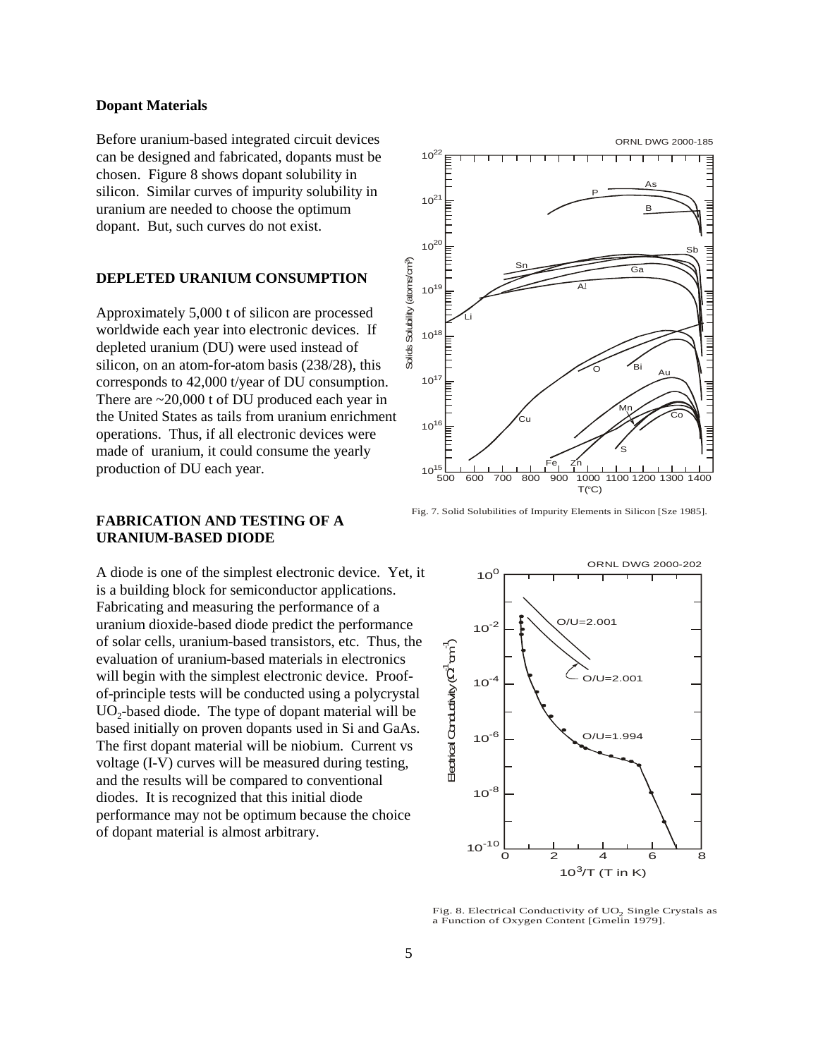**Dopant Materials**

Before uranium-based integrated circuit devices can be designed and fabricated, dopants must be chosen. Figure 8 shows dopant solubility in silicon. Similar curves of impurity solubility in uranium are needed to choose the optimum dopant. But, such curves do not exist.

Fig. 7. Solid Solubilities of Impurity Elements in Silicon [Sze 1985].

## DEPLETED URANIUM CONSUMPTION

Approximately 5,000 t of silicon are processed worldwide each year into electronic devices. If depleted uranium (DU) were used instead of silicon, on an atom-for-atom basis (238/28), this corresponds to 42,000 t/year of DU consumption. There are ~20,000 t of DU produced each year in the United States as tails from uranium enrichment operations. Thus, if all electronic devices were made of uranium, it could consume the yearly production of DU each year.

## FABRICATION AND TESTING OF A URANIUM-BASED DIODE

A diode is one of the simplest electronic device. Yet, it is a building block for semiconductor applications. Fabricating and measuring the performance of a uranium dioxide-based diode predict the performance of solar cells, uranium-based transistors, etc. Thus, the evaluation of uranium-based materials in electronics will begin with the simplest electronic device. Proof-of-principle tests will be conducted using a polycrystal $UO_2$-based diode. The type of dopant material will be based initially on proven dopants used in Si and GaAs. The first dopant material will be niobium. Current vs voltage (I-V) curves will be measured during testing, and the results will be compared to conventional diodes. It is recognized that this initial diode performance may not be optimum because the choice of dopant material is almost arbitrary.

Fig. 8. Electrical Conductivity of $UO_2$ Single Crystals as a Function of Oxygen Content [Gmelin 1979].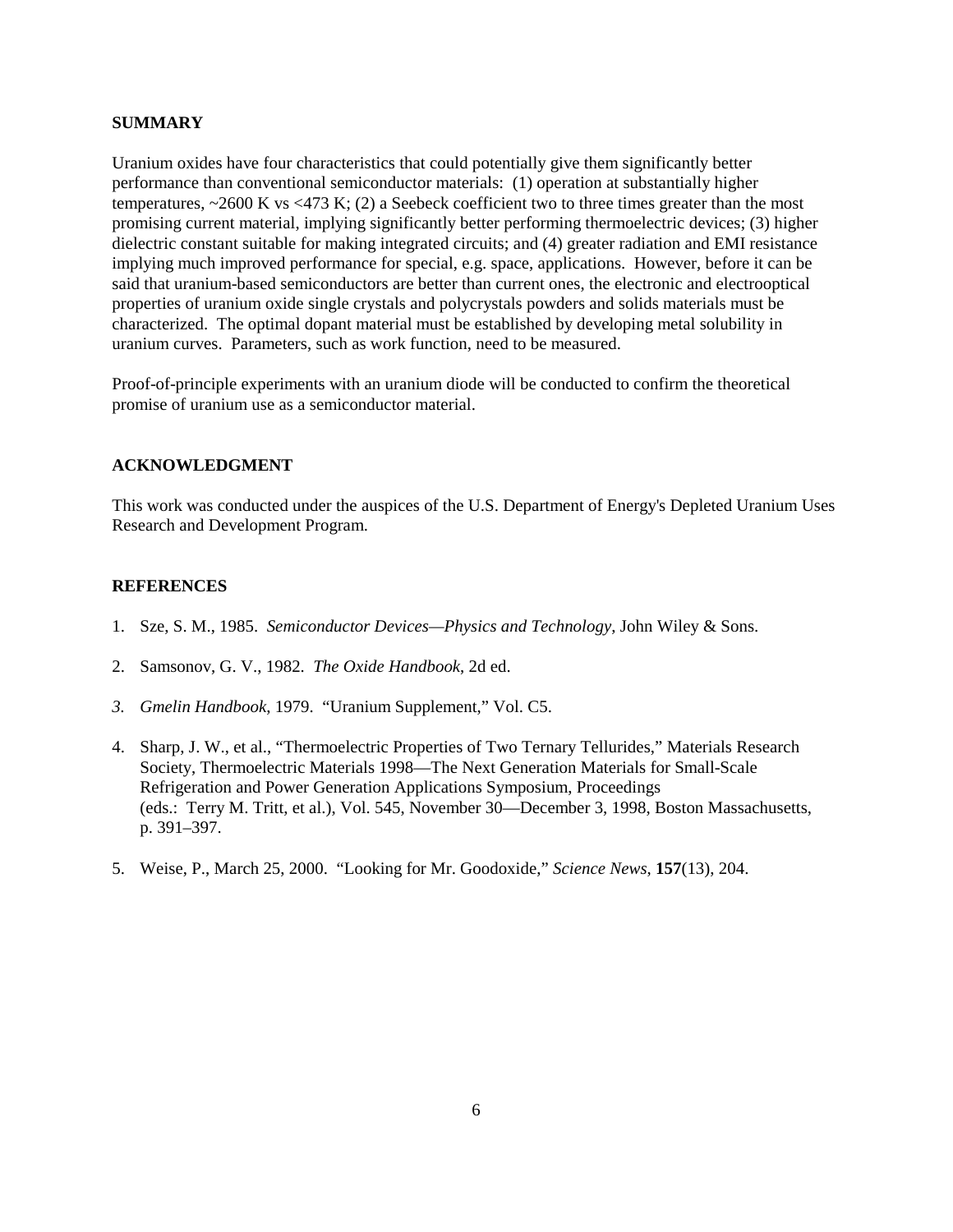## SUMMARY

Uranium oxides have four characteristics that could potentially give them significantly better performance than conventional semiconductor materials: (1) operation at substantially higher temperatures, ~2600 K vs <473 K; (2) a Seebeck coefficient two to three times greater than the most promising current material, implying significantly better performing thermoelectric devices; (3) higher dielectric constant suitable for making integrated circuits; and (4) greater radiation and EMI resistance implying much improved performance for special, e.g. space, applications. However, before it can be said that uranium-based semiconductors are better than current ones, the electronic and electrooptical properties of uranium oxide single crystals and polycrystals powders and solids materials must be characterized. The optimal dopant material must be established by developing metal solubility in uranium curves. Parameters, such as work function, need to be measured.

Proof-of-principle experiments with an uranium diode will be conducted to confirm the theoretical promise of uranium use as a semiconductor material.

## ACKNOWLEDGMENT

This work was conducted under the auspices of the U.S. Department of Energy's Depleted Uranium Uses Research and Development Program.

## REFERENCES

1. Sze, S. M., 1985. *Semiconductor Devices—Physics and Technology*, John Wiley & Sons.
2. Samsonov, G. V., 1982. *The Oxide Handbook*, 2d ed.
3. *Gmelin Handbook*, 1979. "Uranium Supplement," Vol. C5.
4. Sharp, J. W., et al., "Thermoelectric Properties of Two Ternary Tellurides," Materials Research Society, Thermoelectric Materials 1998—The Next Generation Materials for Small-Scale Refrigeration and Power Generation Applications Symposium, Proceedings (eds.: Terry M. Tritt, et al.), Vol. 545, November 30—December 3, 1998, Boston Massachusetts, p. 391–397.
5. Weise, P., March 25, 2000. "Looking for Mr. Goodoxide," *Science News*, **157**(13), 204.